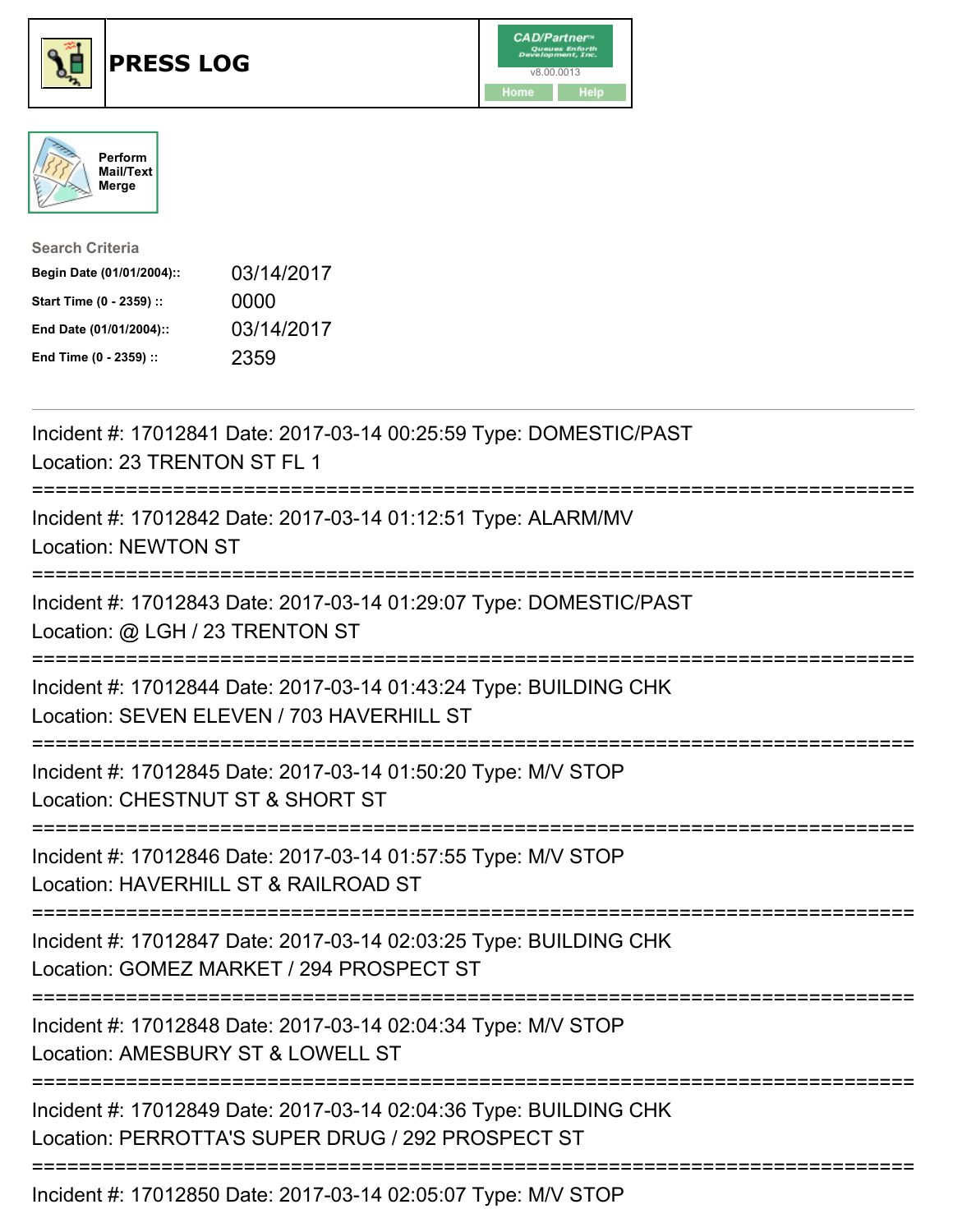# PRESS LOG

Perform Mail/Text Merge

**Search Criteria**

| | |
|---|---|
| **Begin Date (01/01/2004)::** | 03/14/2017 |
| **Start Time (0 - 2359) ::** | 0000 |
| **End Date (01/01/2004)::** | 03/14/2017 |
| **End Time (0 - 2359) ::** | 2359 |

Incident #: 17012841 Date: 2017-03-14 00:25:59 Type: DOMESTIC/PAST
Location: 23 TRENTON ST FL 1

===========================================================================

Incident #: 17012842 Date: 2017-03-14 01:12:51 Type: ALARM/MV
Location: NEWTON ST

===========================================================================

Incident #: 17012843 Date: 2017-03-14 01:29:07 Type: DOMESTIC/PAST
Location: @ LGH / 23 TRENTON ST

===========================================================================

Incident #: 17012844 Date: 2017-03-14 01:43:24 Type: BUILDING CHK
Location: SEVEN ELEVEN / 703 HAVERHILL ST

===========================================================================

Incident #: 17012845 Date: 2017-03-14 01:50:20 Type: M/V STOP
Location: CHESTNUT ST & SHORT ST

===========================================================================

Incident #: 17012846 Date: 2017-03-14 01:57:55 Type: M/V STOP
Location: HAVERHILL ST & RAILROAD ST

===========================================================================

Incident #: 17012847 Date: 2017-03-14 02:03:25 Type: BUILDING CHK
Location: GOMEZ MARKET / 294 PROSPECT ST

===========================================================================

Incident #: 17012848 Date: 2017-03-14 02:04:34 Type: M/V STOP
Location: AMESBURY ST & LOWELL ST

===========================================================================

Incident #: 17012849 Date: 2017-03-14 02:04:36 Type: BUILDING CHK
Location: PERROTTA'S SUPER DRUG / 292 PROSPECT ST

===========================================================================

Incident #: 17012850 Date: 2017-03-14 02:05:07 Type: M/V STOP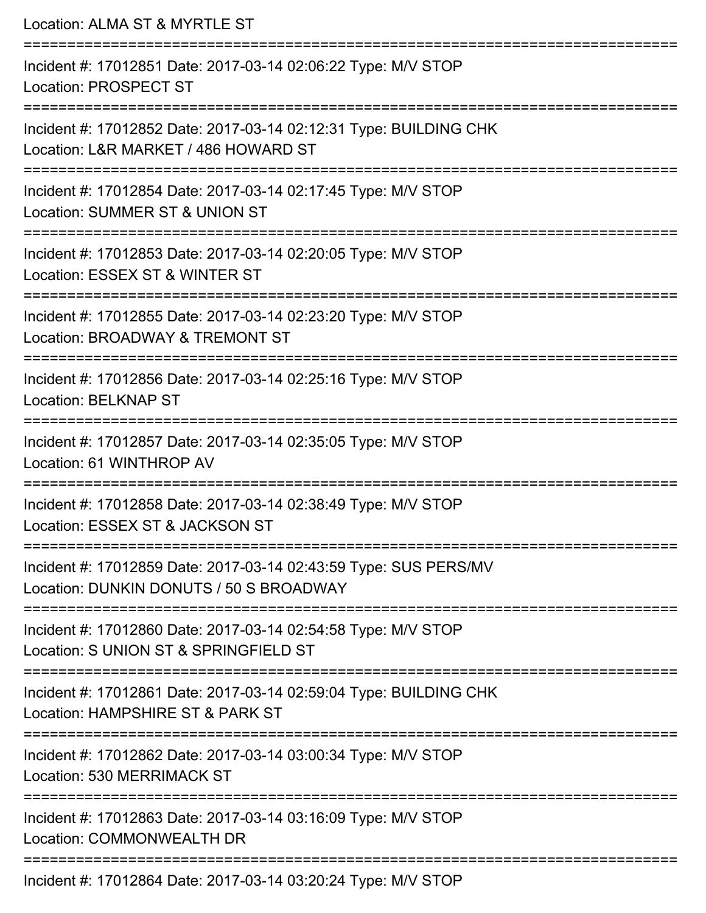Location: ALMA ST & MYRTLE ST

===========================================================================

Incident #: 17012851 Date: 2017-03-14 02:06:22 Type: M/V STOP
Location: PROSPECT ST

===========================================================================

Incident #: 17012852 Date: 2017-03-14 02:12:31 Type: BUILDING CHK
Location: L&R MARKET / 486 HOWARD ST

===========================================================================

Incident #: 17012854 Date: 2017-03-14 02:17:45 Type: M/V STOP
Location: SUMMER ST & UNION ST

===========================================================================

Incident #: 17012853 Date: 2017-03-14 02:20:05 Type: M/V STOP
Location: ESSEX ST & WINTER ST

===========================================================================

Incident #: 17012855 Date: 2017-03-14 02:23:20 Type: M/V STOP
Location: BROADWAY & TREMONT ST

===========================================================================

Incident #: 17012856 Date: 2017-03-14 02:25:16 Type: M/V STOP
Location: BELKNAP ST

===========================================================================

Incident #: 17012857 Date: 2017-03-14 02:35:05 Type: M/V STOP
Location: 61 WINTHROP AV

===========================================================================

Incident #: 17012858 Date: 2017-03-14 02:38:49 Type: M/V STOP
Location: ESSEX ST & JACKSON ST

===========================================================================

Incident #: 17012859 Date: 2017-03-14 02:43:59 Type: SUS PERS/MV
Location: DUNKIN DONUTS / 50 S BROADWAY

===========================================================================

Incident #: 17012860 Date: 2017-03-14 02:54:58 Type: M/V STOP
Location: S UNION ST & SPRINGFIELD ST

===========================================================================

Incident #: 17012861 Date: 2017-03-14 02:59:04 Type: BUILDING CHK
Location: HAMPSHIRE ST & PARK ST

===========================================================================

Incident #: 17012862 Date: 2017-03-14 03:00:34 Type: M/V STOP
Location: 530 MERRIMACK ST

===========================================================================

Incident #: 17012863 Date: 2017-03-14 03:16:09 Type: M/V STOP
Location: COMMONWEALTH DR

===========================================================================

Incident #: 17012864 Date: 2017-03-14 03:20:24 Type: M/V STOP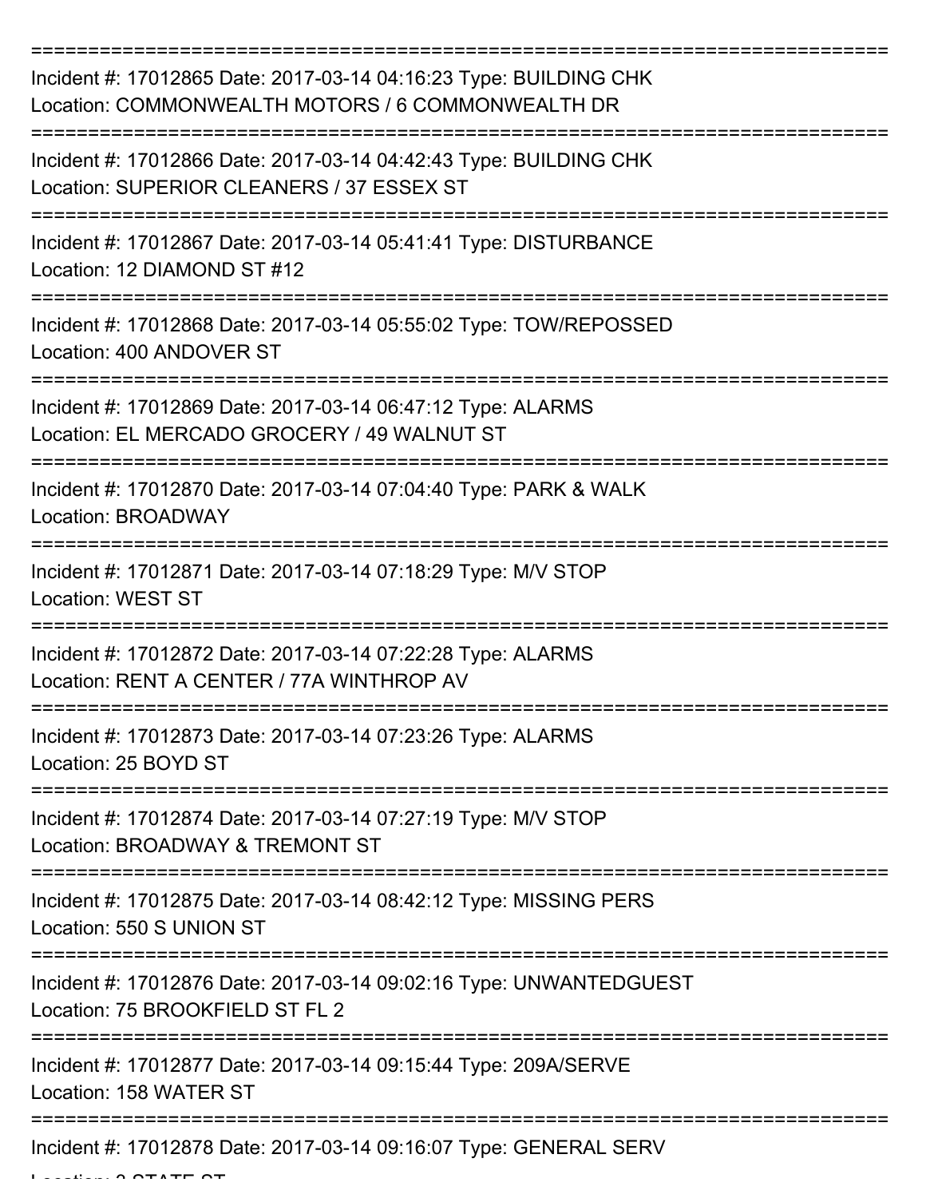===========================================================================

Incident #: 17012865 Date: 2017-03-14 04:16:23 Type: BUILDING CHK
Location: COMMONWEALTH MOTORS / 6 COMMONWEALTH DR

===========================================================================

Incident #: 17012866 Date: 2017-03-14 04:42:43 Type: BUILDING CHK
Location: SUPERIOR CLEANERS / 37 ESSEX ST

===========================================================================

Incident #: 17012867 Date: 2017-03-14 05:41:41 Type: DISTURBANCE
Location: 12 DIAMOND ST #12

===========================================================================

Incident #: 17012868 Date: 2017-03-14 05:55:02 Type: TOW/REPOSSED
Location: 400 ANDOVER ST

===========================================================================

Incident #: 17012869 Date: 2017-03-14 06:47:12 Type: ALARMS
Location: EL MERCADO GROCERY / 49 WALNUT ST

===========================================================================

Incident #: 17012870 Date: 2017-03-14 07:04:40 Type: PARK & WALK
Location: BROADWAY

===========================================================================

Incident #: 17012871 Date: 2017-03-14 07:18:29 Type: M/V STOP
Location: WEST ST

===========================================================================

Incident #: 17012872 Date: 2017-03-14 07:22:28 Type: ALARMS
Location: RENT A CENTER / 77A WINTHROP AV

===========================================================================

Incident #: 17012873 Date: 2017-03-14 07:23:26 Type: ALARMS
Location: 25 BOYD ST

===========================================================================

Incident #: 17012874 Date: 2017-03-14 07:27:19 Type: M/V STOP
Location: BROADWAY & TREMONT ST

===========================================================================

Incident #: 17012875 Date: 2017-03-14 08:42:12 Type: MISSING PERS
Location: 550 S UNION ST

===========================================================================

Incident #: 17012876 Date: 2017-03-14 09:02:16 Type: UNWANTEDGUEST
Location: 75 BROOKFIELD ST FL 2

===========================================================================

Incident #: 17012877 Date: 2017-03-14 09:15:44 Type: 209A/SERVE
Location: 158 WATER ST

===========================================================================

Incident #: 17012878 Date: 2017-03-14 09:16:07 Type: GENERAL SERV
Location: 2 STATE ST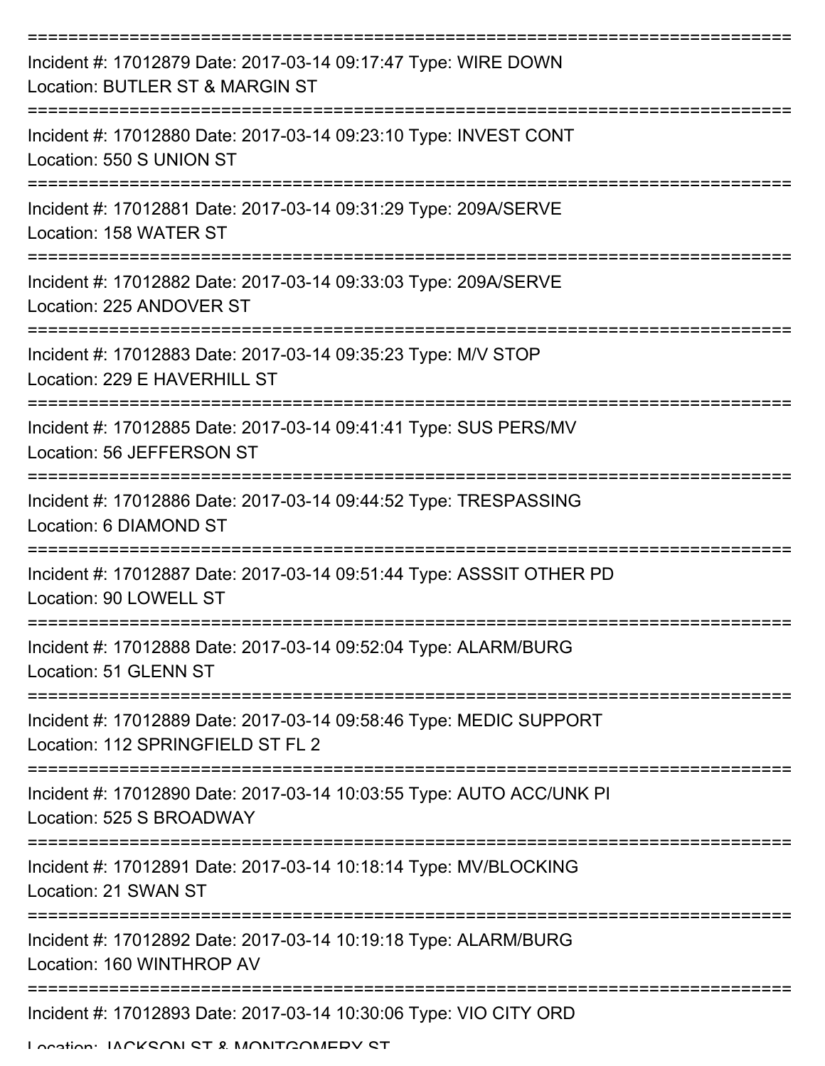===========================================================================

Incident #: 17012879 Date: 2017-03-14 09:17:47 Type: WIRE DOWN
Location: BUTLER ST & MARGIN ST

===========================================================================

Incident #: 17012880 Date: 2017-03-14 09:23:10 Type: INVEST CONT
Location: 550 S UNION ST

===========================================================================

Incident #: 17012881 Date: 2017-03-14 09:31:29 Type: 209A/SERVE
Location: 158 WATER ST

===========================================================================

Incident #: 17012882 Date: 2017-03-14 09:33:03 Type: 209A/SERVE
Location: 225 ANDOVER ST

===========================================================================

Incident #: 17012883 Date: 2017-03-14 09:35:23 Type: M/V STOP
Location: 229 E HAVERHILL ST

===========================================================================

Incident #: 17012885 Date: 2017-03-14 09:41:41 Type: SUS PERS/MV
Location: 56 JEFFERSON ST

===========================================================================

Incident #: 17012886 Date: 2017-03-14 09:44:52 Type: TRESPASSING
Location: 6 DIAMOND ST

===========================================================================

Incident #: 17012887 Date: 2017-03-14 09:51:44 Type: ASSSIT OTHER PD
Location: 90 LOWELL ST

===========================================================================

Incident #: 17012888 Date: 2017-03-14 09:52:04 Type: ALARM/BURG
Location: 51 GLENN ST

===========================================================================

Incident #: 17012889 Date: 2017-03-14 09:58:46 Type: MEDIC SUPPORT
Location: 112 SPRINGFIELD ST FL 2

===========================================================================

Incident #: 17012890 Date: 2017-03-14 10:03:55 Type: AUTO ACC/UNK PI
Location: 525 S BROADWAY

===========================================================================

Incident #: 17012891 Date: 2017-03-14 10:18:14 Type: MV/BLOCKING
Location: 21 SWAN ST

===========================================================================

Incident #: 17012892 Date: 2017-03-14 10:19:18 Type: ALARM/BURG
Location: 160 WINTHROP AV

===========================================================================

Incident #: 17012893 Date: 2017-03-14 10:30:06 Type: VIO CITY ORD
Location: JACKSON ST & MONTGOMERY ST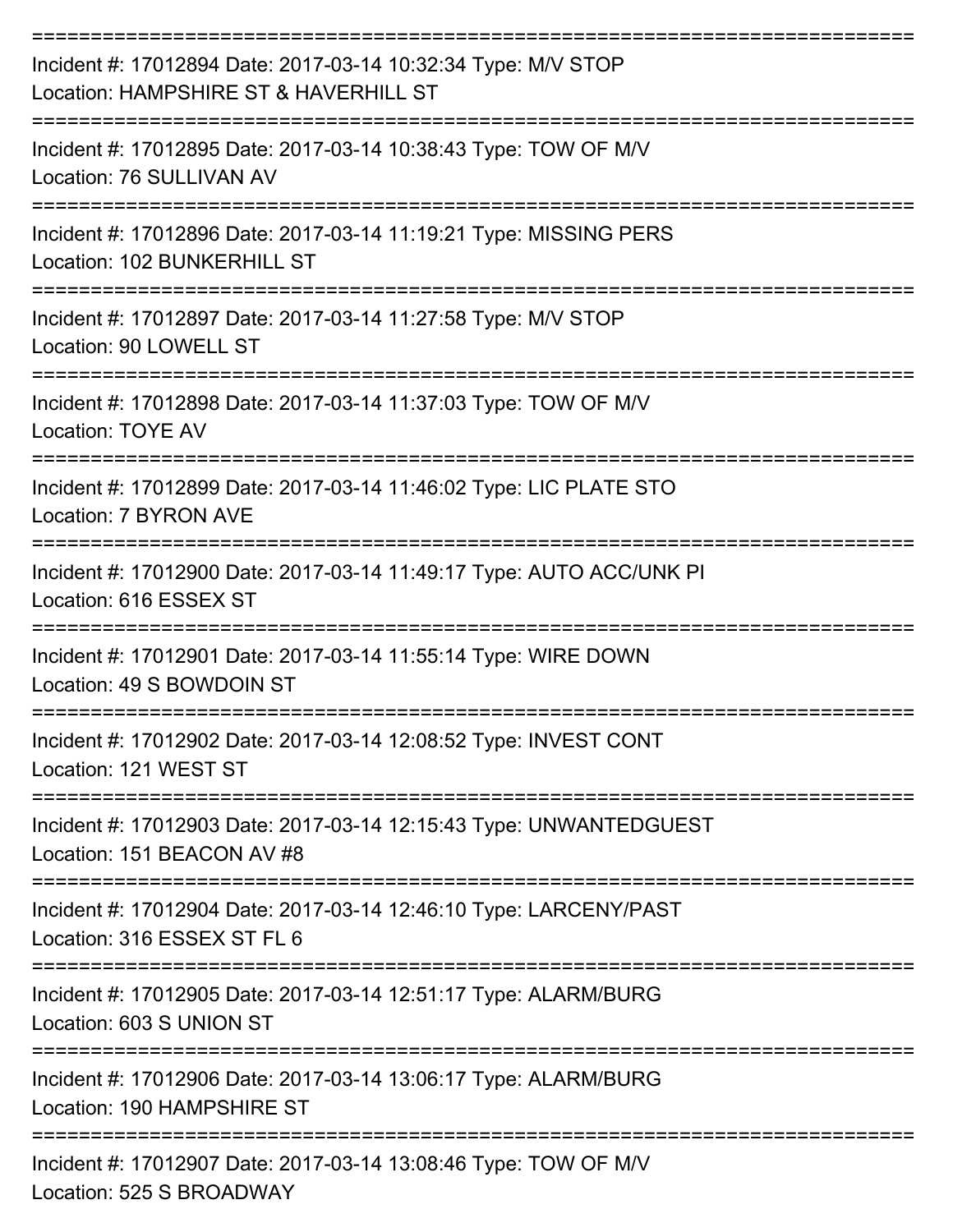===========================================================================

Incident #: 17012894 Date: 2017-03-14 10:32:34 Type: M/V STOP
Location: HAMPSHIRE ST & HAVERHILL ST

===========================================================================

Incident #: 17012895 Date: 2017-03-14 10:38:43 Type: TOW OF M/V
Location: 76 SULLIVAN AV

===========================================================================

Incident #: 17012896 Date: 2017-03-14 11:19:21 Type: MISSING PERS
Location: 102 BUNKERHILL ST

===========================================================================

Incident #: 17012897 Date: 2017-03-14 11:27:58 Type: M/V STOP
Location: 90 LOWELL ST

===========================================================================

Incident #: 17012898 Date: 2017-03-14 11:37:03 Type: TOW OF M/V
Location: TOYE AV

===========================================================================

Incident #: 17012899 Date: 2017-03-14 11:46:02 Type: LIC PLATE STO
Location: 7 BYRON AVE

===========================================================================

Incident #: 17012900 Date: 2017-03-14 11:49:17 Type: AUTO ACC/UNK PI
Location: 616 ESSEX ST

===========================================================================

Incident #: 17012901 Date: 2017-03-14 11:55:14 Type: WIRE DOWN
Location: 49 S BOWDOIN ST

===========================================================================

Incident #: 17012902 Date: 2017-03-14 12:08:52 Type: INVEST CONT
Location: 121 WEST ST

===========================================================================

Incident #: 17012903 Date: 2017-03-14 12:15:43 Type: UNWANTEDGUEST
Location: 151 BEACON AV #8

===========================================================================

Incident #: 17012904 Date: 2017-03-14 12:46:10 Type: LARCENY/PAST
Location: 316 ESSEX ST FL 6

===========================================================================

Incident #: 17012905 Date: 2017-03-14 12:51:17 Type: ALARM/BURG
Location: 603 S UNION ST

===========================================================================

Incident #: 17012906 Date: 2017-03-14 13:06:17 Type: ALARM/BURG
Location: 190 HAMPSHIRE ST

===========================================================================

Incident #: 17012907 Date: 2017-03-14 13:08:46 Type: TOW OF M/V
Location: 525 S BROADWAY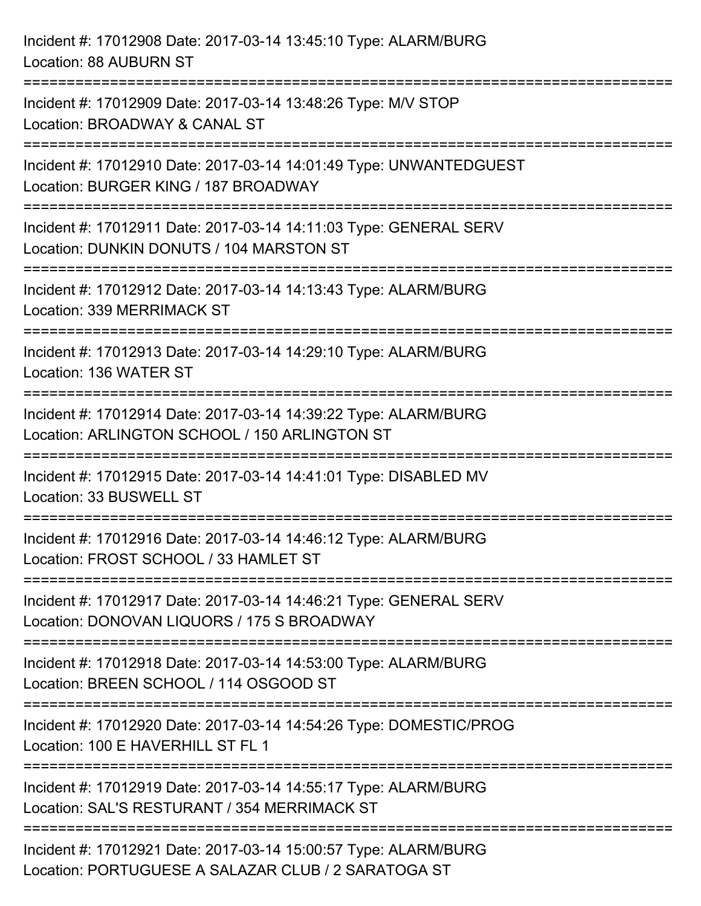Incident #: 17012908 Date: 2017-03-14 13:45:10 Type: ALARM/BURG
Location: 88 AUBURN ST

===========================================================================

Incident #: 17012909 Date: 2017-03-14 13:48:26 Type: M/V STOP
Location: BROADWAY & CANAL ST

===========================================================================

Incident #: 17012910 Date: 2017-03-14 14:01:49 Type: UNWANTEDGUEST
Location: BURGER KING / 187 BROADWAY

===========================================================================

Incident #: 17012911 Date: 2017-03-14 14:11:03 Type: GENERAL SERV
Location: DUNKIN DONUTS / 104 MARSTON ST

===========================================================================

Incident #: 17012912 Date: 2017-03-14 14:13:43 Type: ALARM/BURG
Location: 339 MERRIMACK ST

===========================================================================

Incident #: 17012913 Date: 2017-03-14 14:29:10 Type: ALARM/BURG
Location: 136 WATER ST

===========================================================================

Incident #: 17012914 Date: 2017-03-14 14:39:22 Type: ALARM/BURG
Location: ARLINGTON SCHOOL / 150 ARLINGTON ST

===========================================================================

Incident #: 17012915 Date: 2017-03-14 14:41:01 Type: DISABLED MV
Location: 33 BUSWELL ST

===========================================================================

Incident #: 17012916 Date: 2017-03-14 14:46:12 Type: ALARM/BURG
Location: FROST SCHOOL / 33 HAMLET ST

===========================================================================

Incident #: 17012917 Date: 2017-03-14 14:46:21 Type: GENERAL SERV
Location: DONOVAN LIQUORS / 175 S BROADWAY

===========================================================================

Incident #: 17012918 Date: 2017-03-14 14:53:00 Type: ALARM/BURG
Location: BREEN SCHOOL / 114 OSGOOD ST

===========================================================================

Incident #: 17012920 Date: 2017-03-14 14:54:26 Type: DOMESTIC/PROG
Location: 100 E HAVERHILL ST FL 1

===========================================================================

Incident #: 17012919 Date: 2017-03-14 14:55:17 Type: ALARM/BURG
Location: SAL'S RESTURANT / 354 MERRIMACK ST

===========================================================================

Incident #: 17012921 Date: 2017-03-14 15:00:57 Type: ALARM/BURG
Location: PORTUGUESE A SALAZAR CLUB / 2 SARATOGA ST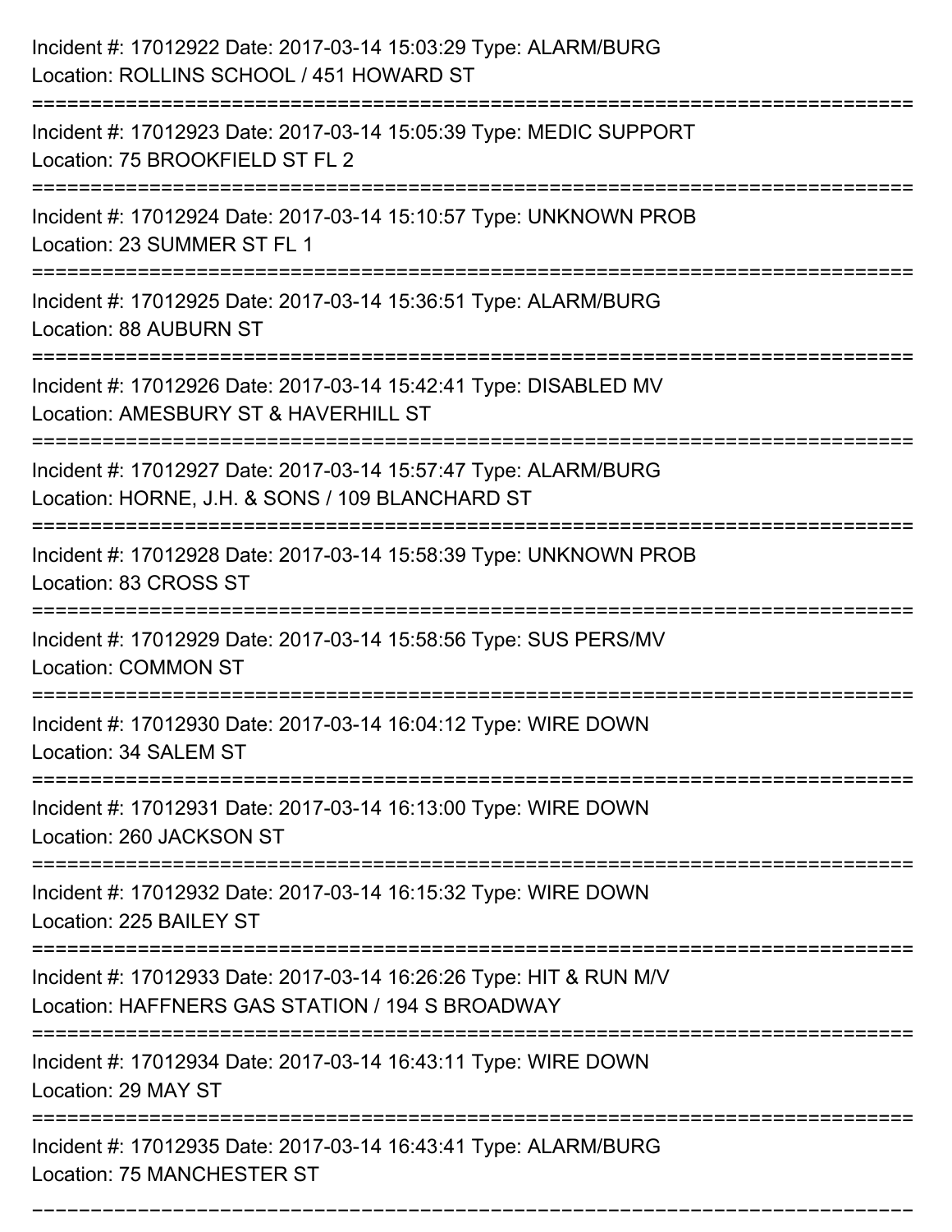Incident #: 17012922 Date: 2017-03-14 15:03:29 Type: ALARM/BURG
Location: ROLLINS SCHOOL / 451 HOWARD ST

===========================================================================

Incident #: 17012923 Date: 2017-03-14 15:05:39 Type: MEDIC SUPPORT
Location: 75 BROOKFIELD ST FL 2

===========================================================================

Incident #: 17012924 Date: 2017-03-14 15:10:57 Type: UNKNOWN PROB
Location: 23 SUMMER ST FL 1

===========================================================================

Incident #: 17012925 Date: 2017-03-14 15:36:51 Type: ALARM/BURG
Location: 88 AUBURN ST

===========================================================================

Incident #: 17012926 Date: 2017-03-14 15:42:41 Type: DISABLED MV
Location: AMESBURY ST & HAVERHILL ST

===========================================================================

Incident #: 17012927 Date: 2017-03-14 15:57:47 Type: ALARM/BURG
Location: HORNE, J.H. & SONS / 109 BLANCHARD ST

===========================================================================

Incident #: 17012928 Date: 2017-03-14 15:58:39 Type: UNKNOWN PROB
Location: 83 CROSS ST

===========================================================================

Incident #: 17012929 Date: 2017-03-14 15:58:56 Type: SUS PERS/MV
Location: COMMON ST

===========================================================================

Incident #: 17012930 Date: 2017-03-14 16:04:12 Type: WIRE DOWN
Location: 34 SALEM ST

===========================================================================

Incident #: 17012931 Date: 2017-03-14 16:13:00 Type: WIRE DOWN
Location: 260 JACKSON ST

===========================================================================

Incident #: 17012932 Date: 2017-03-14 16:15:32 Type: WIRE DOWN
Location: 225 BAILEY ST

===========================================================================

Incident #: 17012933 Date: 2017-03-14 16:26:26 Type: HIT & RUN M/V
Location: HAFFNERS GAS STATION / 194 S BROADWAY

===========================================================================

Incident #: 17012934 Date: 2017-03-14 16:43:11 Type: WIRE DOWN
Location: 29 MAY ST

===========================================================================

Incident #: 17012935 Date: 2017-03-14 16:43:41 Type: ALARM/BURG
Location: 75 MANCHESTER ST

===========================================================================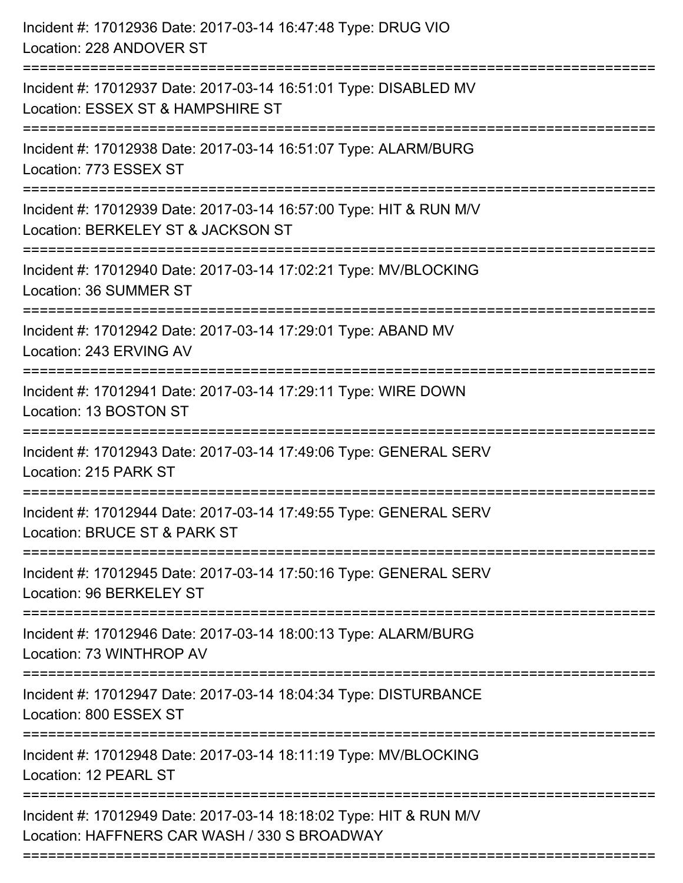Incident #: 17012936 Date: 2017-03-14 16:47:48 Type: DRUG VIO
Location: 228 ANDOVER ST

===========================================================================

Incident #: 17012937 Date: 2017-03-14 16:51:01 Type: DISABLED MV
Location: ESSEX ST & HAMPSHIRE ST

===========================================================================

Incident #: 17012938 Date: 2017-03-14 16:51:07 Type: ALARM/BURG
Location: 773 ESSEX ST

===========================================================================

Incident #: 17012939 Date: 2017-03-14 16:57:00 Type: HIT & RUN M/V
Location: BERKELEY ST & JACKSON ST

===========================================================================

Incident #: 17012940 Date: 2017-03-14 17:02:21 Type: MV/BLOCKING
Location: 36 SUMMER ST

===========================================================================

Incident #: 17012942 Date: 2017-03-14 17:29:01 Type: ABAND MV
Location: 243 ERVING AV

===========================================================================

Incident #: 17012941 Date: 2017-03-14 17:29:11 Type: WIRE DOWN
Location: 13 BOSTON ST

===========================================================================

Incident #: 17012943 Date: 2017-03-14 17:49:06 Type: GENERAL SERV
Location: 215 PARK ST

===========================================================================

Incident #: 17012944 Date: 2017-03-14 17:49:55 Type: GENERAL SERV
Location: BRUCE ST & PARK ST

===========================================================================

Incident #: 17012945 Date: 2017-03-14 17:50:16 Type: GENERAL SERV
Location: 96 BERKELEY ST

===========================================================================

Incident #: 17012946 Date: 2017-03-14 18:00:13 Type: ALARM/BURG
Location: 73 WINTHROP AV

===========================================================================

Incident #: 17012947 Date: 2017-03-14 18:04:34 Type: DISTURBANCE
Location: 800 ESSEX ST

===========================================================================

Incident #: 17012948 Date: 2017-03-14 18:11:19 Type: MV/BLOCKING
Location: 12 PEARL ST

===========================================================================

Incident #: 17012949 Date: 2017-03-14 18:18:02 Type: HIT & RUN M/V
Location: HAFFNERS CAR WASH / 330 S BROADWAY

===========================================================================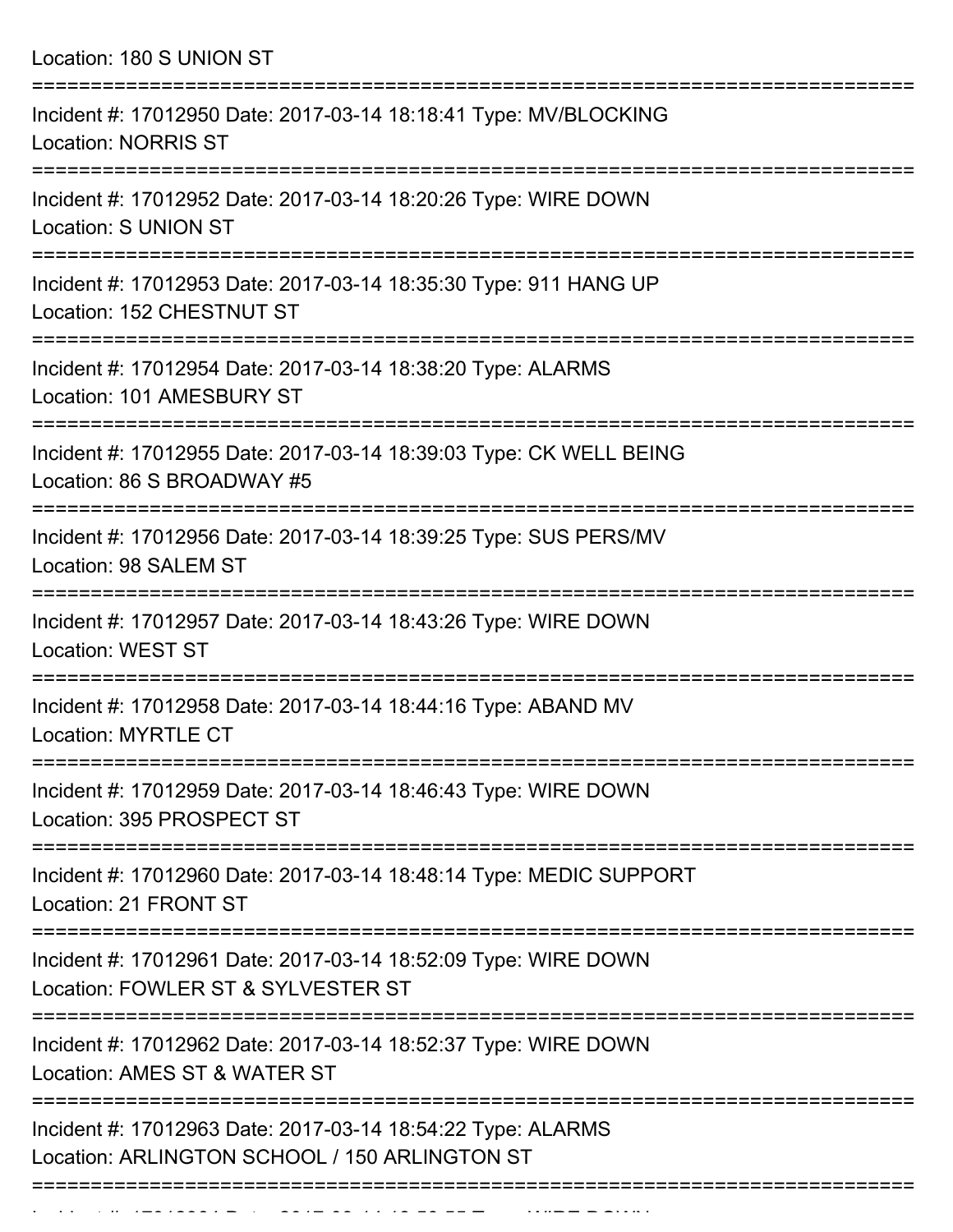Location: 180 S UNION ST

===========================================================================

Incident #: 17012950 Date: 2017-03-14 18:18:41 Type: MV/BLOCKING
Location: NORRIS ST

===========================================================================

Incident #: 17012952 Date: 2017-03-14 18:20:26 Type: WIRE DOWN
Location: S UNION ST

===========================================================================

Incident #: 17012953 Date: 2017-03-14 18:35:30 Type: 911 HANG UP
Location: 152 CHESTNUT ST

===========================================================================

Incident #: 17012954 Date: 2017-03-14 18:38:20 Type: ALARMS
Location: 101 AMESBURY ST

===========================================================================

Incident #: 17012955 Date: 2017-03-14 18:39:03 Type: CK WELL BEING
Location: 86 S BROADWAY #5

===========================================================================

Incident #: 17012956 Date: 2017-03-14 18:39:25 Type: SUS PERS/MV
Location: 98 SALEM ST

===========================================================================

Incident #: 17012957 Date: 2017-03-14 18:43:26 Type: WIRE DOWN
Location: WEST ST

===========================================================================

Incident #: 17012958 Date: 2017-03-14 18:44:16 Type: ABAND MV
Location: MYRTLE CT

===========================================================================

Incident #: 17012959 Date: 2017-03-14 18:46:43 Type: WIRE DOWN
Location: 395 PROSPECT ST

===========================================================================

Incident #: 17012960 Date: 2017-03-14 18:48:14 Type: MEDIC SUPPORT
Location: 21 FRONT ST

===========================================================================

Incident #: 17012961 Date: 2017-03-14 18:52:09 Type: WIRE DOWN
Location: FOWLER ST & SYLVESTER ST

===========================================================================

Incident #: 17012962 Date: 2017-03-14 18:52:37 Type: WIRE DOWN
Location: AMES ST & WATER ST

===========================================================================

Incident #: 17012963 Date: 2017-03-14 18:54:22 Type: ALARMS
Location: ARLINGTON SCHOOL / 150 ARLINGTON ST

===========================================================================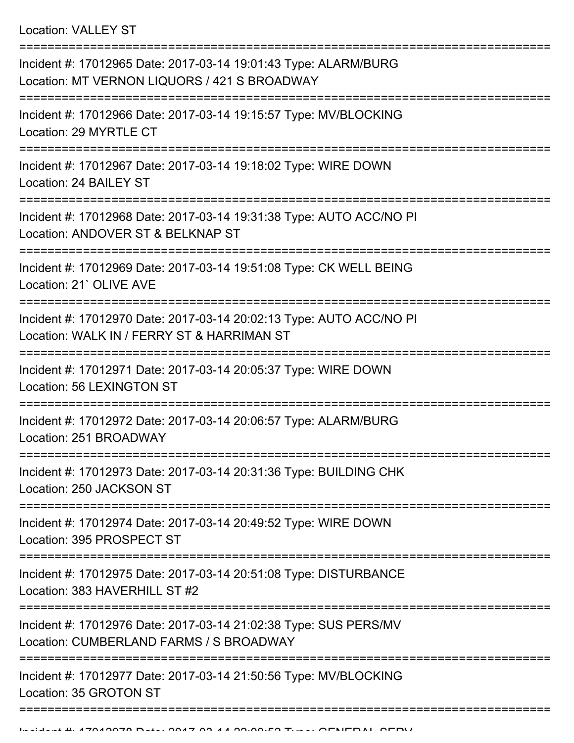Location: VALLEY ST

===========================================================================

Incident #: 17012965 Date: 2017-03-14 19:01:43 Type: ALARM/BURG
Location: MT VERNON LIQUORS / 421 S BROADWAY

===========================================================================

Incident #: 17012966 Date: 2017-03-14 19:15:57 Type: MV/BLOCKING
Location: 29 MYRTLE CT

===========================================================================

Incident #: 17012967 Date: 2017-03-14 19:18:02 Type: WIRE DOWN
Location: 24 BAILEY ST

===========================================================================

Incident #: 17012968 Date: 2017-03-14 19:31:38 Type: AUTO ACC/NO PI
Location: ANDOVER ST & BELKNAP ST

===========================================================================

Incident #: 17012969 Date: 2017-03-14 19:51:08 Type: CK WELL BEING
Location: 21` OLIVE AVE

===========================================================================

Incident #: 17012970 Date: 2017-03-14 20:02:13 Type: AUTO ACC/NO PI
Location: WALK IN / FERRY ST & HARRIMAN ST

===========================================================================

Incident #: 17012971 Date: 2017-03-14 20:05:37 Type: WIRE DOWN
Location: 56 LEXINGTON ST

===========================================================================

Incident #: 17012972 Date: 2017-03-14 20:06:57 Type: ALARM/BURG
Location: 251 BROADWAY

===========================================================================

Incident #: 17012973 Date: 2017-03-14 20:31:36 Type: BUILDING CHK
Location: 250 JACKSON ST

===========================================================================

Incident #: 17012974 Date: 2017-03-14 20:49:52 Type: WIRE DOWN
Location: 395 PROSPECT ST

===========================================================================

Incident #: 17012975 Date: 2017-03-14 20:51:08 Type: DISTURBANCE
Location: 383 HAVERHILL ST #2

===========================================================================

Incident #: 17012976 Date: 2017-03-14 21:02:38 Type: SUS PERS/MV
Location: CUMBERLAND FARMS / S BROADWAY

===========================================================================

Incident #: 17012977 Date: 2017-03-14 21:50:56 Type: MV/BLOCKING
Location: 35 GROTON ST

===========================================================================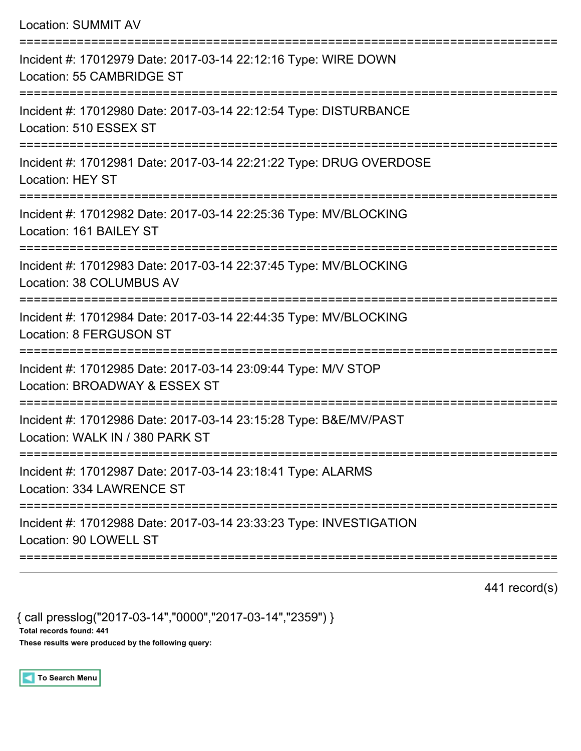Location: SUMMIT AV

===========================================================================

Incident #: 17012979 Date: 2017-03-14 22:12:16 Type: WIRE DOWN
Location: 55 CAMBRIDGE ST

===========================================================================

Incident #: 17012980 Date: 2017-03-14 22:12:54 Type: DISTURBANCE
Location: 510 ESSEX ST

===========================================================================

Incident #: 17012981 Date: 2017-03-14 22:21:22 Type: DRUG OVERDOSE
Location: HEY ST

===========================================================================

Incident #: 17012982 Date: 2017-03-14 22:25:36 Type: MV/BLOCKING
Location: 161 BAILEY ST

===========================================================================

Incident #: 17012983 Date: 2017-03-14 22:37:45 Type: MV/BLOCKING
Location: 38 COLUMBUS AV

===========================================================================

Incident #: 17012984 Date: 2017-03-14 22:44:35 Type: MV/BLOCKING
Location: 8 FERGUSON ST

===========================================================================

Incident #: 17012985 Date: 2017-03-14 23:09:44 Type: M/V STOP
Location: BROADWAY & ESSEX ST

===========================================================================

Incident #: 17012986 Date: 2017-03-14 23:15:28 Type: B&E/MV/PAST
Location: WALK IN / 380 PARK ST

===========================================================================

Incident #: 17012987 Date: 2017-03-14 23:18:41 Type: ALARMS
Location: 334 LAWRENCE ST

===========================================================================

Incident #: 17012988 Date: 2017-03-14 23:33:23 Type: INVESTIGATION
Location: 90 LOWELL ST

===========================================================================

441 record(s)

{ call presslog("2017-03-14","0000","2017-03-14","2359") }

**Total records found: 441**

**These results were produced by the following query:**

To Search Menu